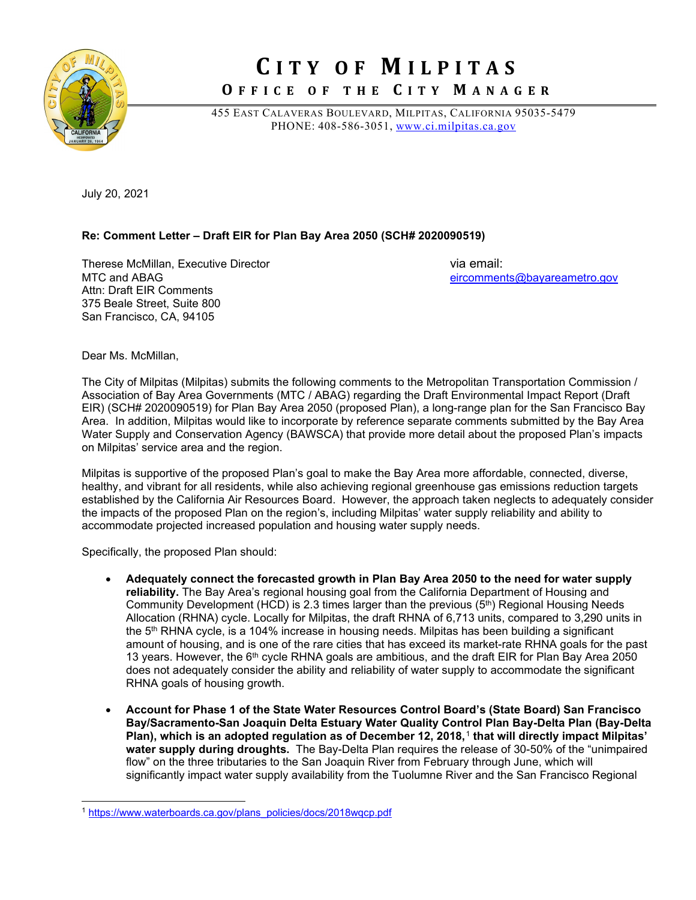# CITY OF MILPITAS

## OFFICE OF THE CITY MANAGER

455 EAST CALAVERAS BOULEVARD, MILPITAS, CALIFORNIA 95035-5479
PHONE: 408-586-3051, www.ci.milpitas.ca.gov

July 20, 2021

**Re: Comment Letter – Draft EIR for Plan Bay Area 2050 (SCH# 2020090519)**

Therese McMillan, Executive Director
MTC and ABAG
Attn: Draft EIR Comments
375 Beale Street, Suite 800
San Francisco, CA, 94105

via email:
eircomments@bayareametro.gov

Dear Ms. McMillan,

The City of Milpitas (Milpitas) submits the following comments to the Metropolitan Transportation Commission / Association of Bay Area Governments (MTC / ABAG) regarding the Draft Environmental Impact Report (Draft EIR) (SCH# 2020090519) for Plan Bay Area 2050 (proposed Plan), a long-range plan for the San Francisco Bay Area. In addition, Milpitas would like to incorporate by reference separate comments submitted by the Bay Area Water Supply and Conservation Agency (BAWSCA) that provide more detail about the proposed Plan's impacts on Milpitas' service area and the region.

Milpitas is supportive of the proposed Plan's goal to make the Bay Area more affordable, connected, diverse, healthy, and vibrant for all residents, while also achieving regional greenhouse gas emissions reduction targets established by the California Air Resources Board. However, the approach taken neglects to adequately consider the impacts of the proposed Plan on the region's, including Milpitas' water supply reliability and ability to accommodate projected increased population and housing water supply needs.

Specifically, the proposed Plan should:

- **Adequately connect the forecasted growth in Plan Bay Area 2050 to the need for water supply reliability.** The Bay Area's regional housing goal from the California Department of Housing and Community Development (HCD) is 2.3 times larger than the previous (5th) Regional Housing Needs Allocation (RHNA) cycle. Locally for Milpitas, the draft RHNA of 6,713 units, compared to 3,290 units in the 5th RHNA cycle, is a 104% increase in housing needs. Milpitas has been building a significant amount of housing, and is one of the rare cities that has exceed its market-rate RHNA goals for the past 13 years. However, the 6th cycle RHNA goals are ambitious, and the draft EIR for Plan Bay Area 2050 does not adequately consider the ability and reliability of water supply to accommodate the significant RHNA goals of housing growth.

- **Account for Phase 1 of the State Water Resources Control Board's (State Board) San Francisco Bay/Sacramento-San Joaquin Delta Estuary Water Quality Control Plan Bay-Delta Plan (Bay-Delta Plan), which is an adopted regulation as of December 12, 2018,[1] that will directly impact Milpitas' water supply during droughts.** The Bay-Delta Plan requires the release of 30-50% of the "unimpaired flow" on the three tributaries to the San Joaquin River from February through June, which will significantly impact water supply availability from the Tuolumne River and the San Francisco Regional

[1] https://www.waterboards.ca.gov/plans_policies/docs/2018wqcp.pdf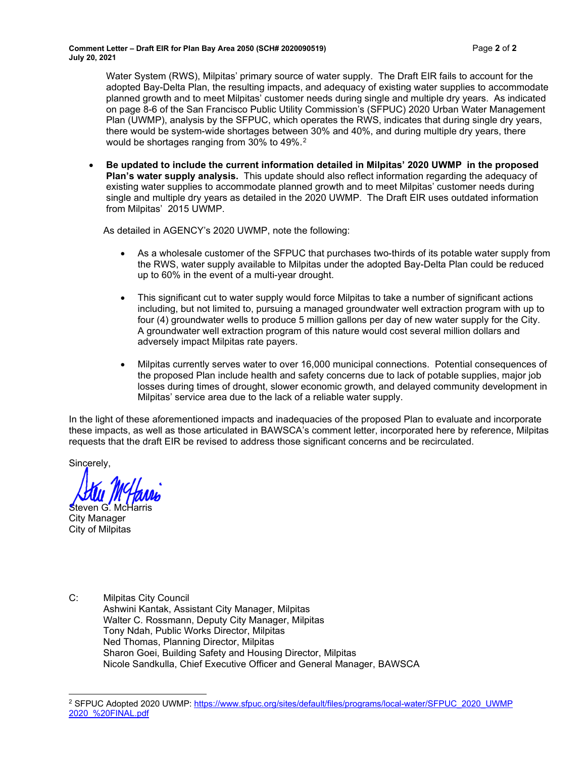Water System (RWS), Milpitas' primary source of water supply. The Draft EIR fails to account for the adopted Bay-Delta Plan, the resulting impacts, and adequacy of existing water supplies to accommodate planned growth and to meet Milpitas' customer needs during single and multiple dry years. As indicated on page 8-6 of the San Francisco Public Utility Commission's (SFPUC) 2020 Urban Water Management Plan (UWMP), analysis by the SFPUC, which operates the RWS, indicates that during single dry years, there would be system-wide shortages between 30% and 40%, and during multiple dry years, there would be shortages ranging from 30% to 49%.[2]

- **Be updated to include the current information detailed in Milpitas' 2020 UWMP in the proposed Plan's water supply analysis.** This update should also reflect information regarding the adequacy of existing water supplies to accommodate planned growth and to meet Milpitas' customer needs during single and multiple dry years as detailed in the 2020 UWMP. The Draft EIR uses outdated information from Milpitas' 2015 UWMP.

As detailed in AGENCY's 2020 UWMP, note the following:

- As a wholesale customer of the SFPUC that purchases two-thirds of its potable water supply from the RWS, water supply available to Milpitas under the adopted Bay-Delta Plan could be reduced up to 60% in the event of a multi-year drought.
- This significant cut to water supply would force Milpitas to take a number of significant actions including, but not limited to, pursuing a managed groundwater well extraction program with up to four (4) groundwater wells to produce 5 million gallons per day of new water supply for the City. A groundwater well extraction program of this nature would cost several million dollars and adversely impact Milpitas rate payers.
- Milpitas currently serves water to over 16,000 municipal connections. Potential consequences of the proposed Plan include health and safety concerns due to lack of potable supplies, major job losses during times of drought, slower economic growth, and delayed community development in Milpitas' service area due to the lack of a reliable water supply.

In the light of these aforementioned impacts and inadequacies of the proposed Plan to evaluate and incorporate these impacts, as well as those articulated in BAWSCA's comment letter, incorporated here by reference, Milpitas requests that the draft EIR be revised to address those significant concerns and be recirculated.

Sincerely,

Steven G. McHarris
City Manager
City of Milpitas

C: Milpitas City Council
Ashwini Kantak, Assistant City Manager, Milpitas
Walter C. Rossmann, Deputy City Manager, Milpitas
Tony Ndah, Public Works Director, Milpitas
Ned Thomas, Planning Director, Milpitas
Sharon Goei, Building Safety and Housing Director, Milpitas
Nicole Sandkulla, Chief Executive Officer and General Manager, BAWSCA

---

[2] SFPUC Adopted 2020 UWMP: https://www.sfpuc.org/sites/default/files/programs/local-water/SFPUC_2020_UWMP 2020_%20FINAL.pdf